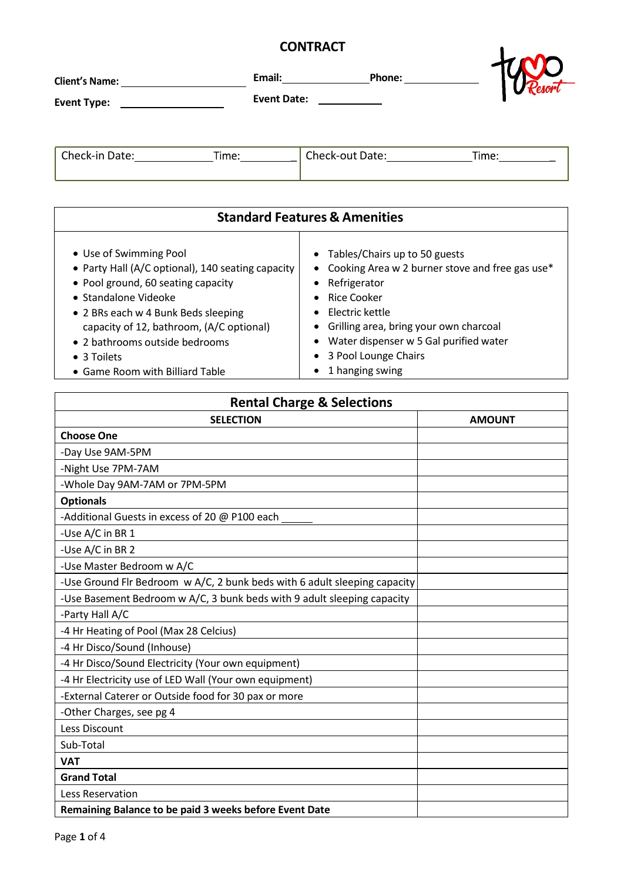# CONTRACT

**Client's Name:** ____________________ **Email:** ______________ **Phone:** ____________

**Event Type:** ________________ **Event Date:** __________

| Check-in Date: ____________ Time: _________ | Check-out Date: ____________ Time: _________ |
|---|---|

| Standard Features & Amenities | |
|---|---|
| • Use of Swimming Pool<br>• Party Hall (A/C optional), 140 seating capacity<br>• Pool ground, 60 seating capacity<br>• Standalone Videoke<br>• 2 BRs each w 4 Bunk Beds sleeping capacity of 12, bathroom, (A/C optional)<br>• 2 bathrooms outside bedrooms<br>• 3 Toilets<br>• Game Room with Billiard Table | • Tables/Chairs up to 50 guests<br>• Cooking Area w 2 burner stove and free gas use*<br>• Refrigerator<br>• Rice Cooker<br>• Electric kettle<br>• Grilling area, bring your own charcoal<br>• Water dispenser w 5 Gal purified water<br>• 3 Pool Lounge Chairs<br>• 1 hanging swing |

| Rental Charge & Selections | |
|---|---|
| **SELECTION** | **AMOUNT** |
| **Choose One** | |
| -Day Use 9AM-5PM | |
| -Night Use 7PM-7AM | |
| -Whole Day 9AM-7AM or 7PM-5PM | |
| **Optionals** | |
| -Additional Guests in excess of 20 @ P100 each _____ | |
| -Use A/C in BR 1 | |
| -Use A/C in BR 2 | |
| -Use Master Bedroom w A/C | |
| -Use Ground Flr Bedroom w A/C, 2 bunk beds with 6 adult sleeping capacity | |
| -Use Basement Bedroom w A/C, 3 bunk beds with 9 adult sleeping capacity | |
| -Party Hall A/C | |
| -4 Hr Heating of Pool (Max 28 Celcius) | |
| -4 Hr Disco/Sound (Inhouse) | |
| -4 Hr Disco/Sound Electricity (Your own equipment) | |
| -4 Hr Electricity use of LED Wall (Your own equipment) | |
| -External Caterer or Outside food for 30 pax or more | |
| -Other Charges, see pg 4 | |
| Less Discount | |
| Sub-Total | |
| **VAT** | |
| **Grand Total** | |
| Less Reservation | |
| **Remaining Balance to be paid 3 weeks before Event Date** | |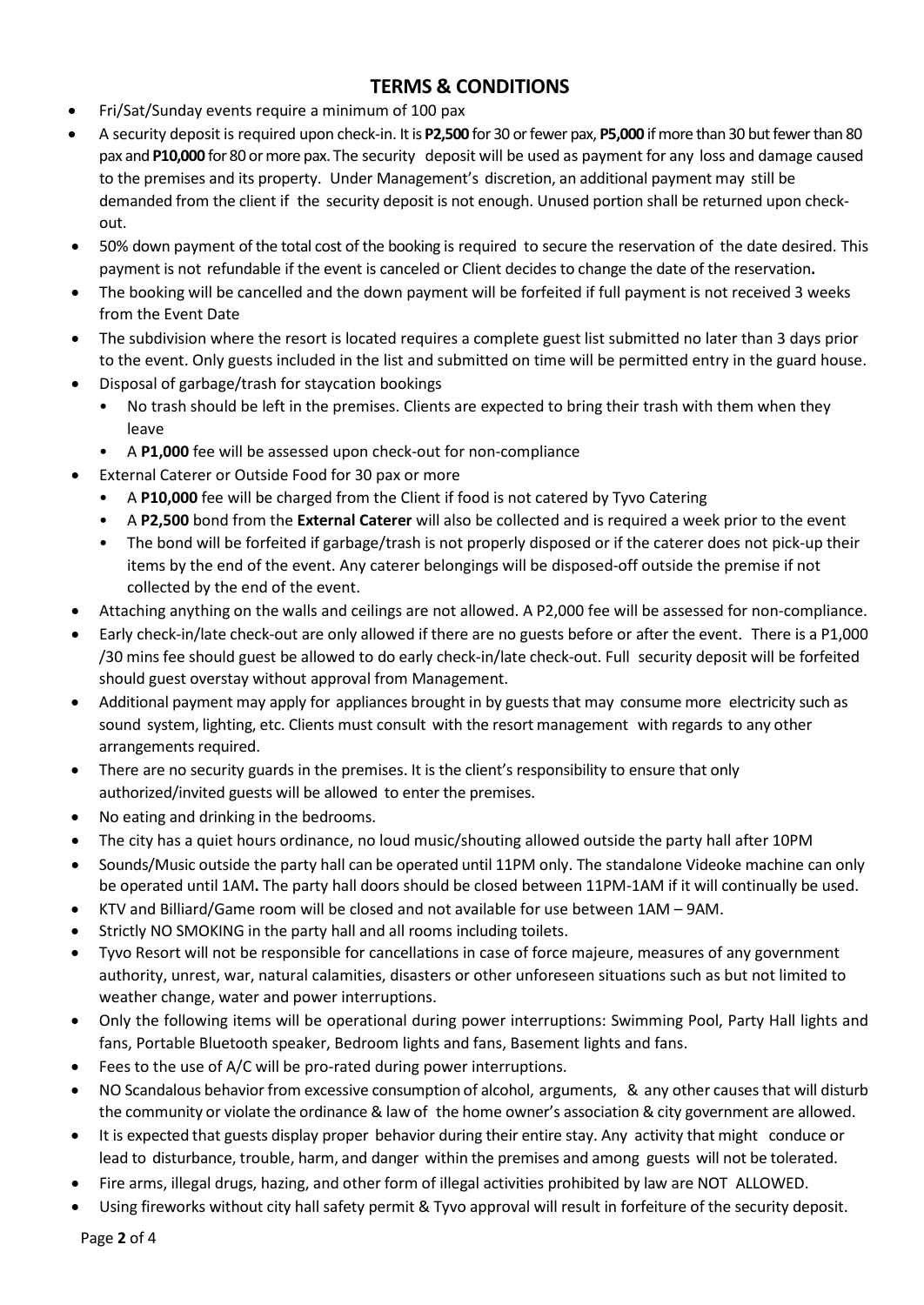## TERMS & CONDITIONS

- Fri/Sat/Sunday events require a minimum of 100 pax
- A security deposit is required upon check-in. It is **P2,500** for 30 or fewer pax, **P5,000** if more than 30 but fewer than 80 pax and **P10,000** for 80 or more pax. The security deposit will be used as payment for any loss and damage caused to the premises and its property. Under Management's discretion, an additional payment may still be demanded from the client if the security deposit is not enough. Unused portion shall be returned upon check-out.
- 50% down payment of the total cost of the booking is required to secure the reservation of the date desired. This payment is not refundable if the event is canceled or Client decides to change the date of the reservation**.**
- The booking will be cancelled and the down payment will be forfeited if full payment is not received 3 weeks from the Event Date
- The subdivision where the resort is located requires a complete guest list submitted no later than 3 days prior to the event. Only guests included in the list and submitted on time will be permitted entry in the guard house.
- Disposal of garbage/trash for staycation bookings
  - No trash should be left in the premises. Clients are expected to bring their trash with them when they leave
  - A **P1,000** fee will be assessed upon check-out for non-compliance
- External Caterer or Outside Food for 30 pax or more
  - A **P10,000** fee will be charged from the Client if food is not catered by Tyvo Catering
  - A **P2,500** bond from the **External Caterer** will also be collected and is required a week prior to the event
  - The bond will be forfeited if garbage/trash is not properly disposed or if the caterer does not pick-up their items by the end of the event. Any caterer belongings will be disposed-off outside the premise if not collected by the end of the event.
- Attaching anything on the walls and ceilings are not allowed. A P2,000 fee will be assessed for non-compliance.
- Early check-in/late check-out are only allowed if there are no guests before or after the event. There is a P1,000 /30 mins fee should guest be allowed to do early check-in/late check-out. Full security deposit will be forfeited should guest overstay without approval from Management.
- Additional payment may apply for appliances brought in by guests that may consume more electricity such as sound system, lighting, etc. Clients must consult with the resort management with regards to any other arrangements required.
- There are no security guards in the premises. It is the client's responsibility to ensure that only authorized/invited guests will be allowed to enter the premises.
- No eating and drinking in the bedrooms.
- The city has a quiet hours ordinance, no loud music/shouting allowed outside the party hall after 10PM
- Sounds/Music outside the party hall can be operated until 11PM only. The standalone Videoke machine can only be operated until 1AM**.** The party hall doors should be closed between 11PM-1AM if it will continually be used.
- KTV and Billiard/Game room will be closed and not available for use between 1AM – 9AM.
- Strictly NO SMOKING in the party hall and all rooms including toilets.
- Tyvo Resort will not be responsible for cancellations in case of force majeure, measures of any government authority, unrest, war, natural calamities, disasters or other unforeseen situations such as but not limited to weather change, water and power interruptions.
- Only the following items will be operational during power interruptions: Swimming Pool, Party Hall lights and fans, Portable Bluetooth speaker, Bedroom lights and fans, Basement lights and fans.
- Fees to the use of A/C will be pro-rated during power interruptions.
- NO Scandalous behavior from excessive consumption of alcohol, arguments, & any other causes that will disturb the community or violate the ordinance & law of the home owner's association & city government are allowed.
- It is expected that guests display proper behavior during their entire stay. Any activity that might conduce or lead to disturbance, trouble, harm, and danger within the premises and among guests will not be tolerated.
- Fire arms, illegal drugs, hazing, and other form of illegal activities prohibited by law are NOT ALLOWED.
- Using fireworks without city hall safety permit & Tyvo approval will result in forfeiture of the security deposit.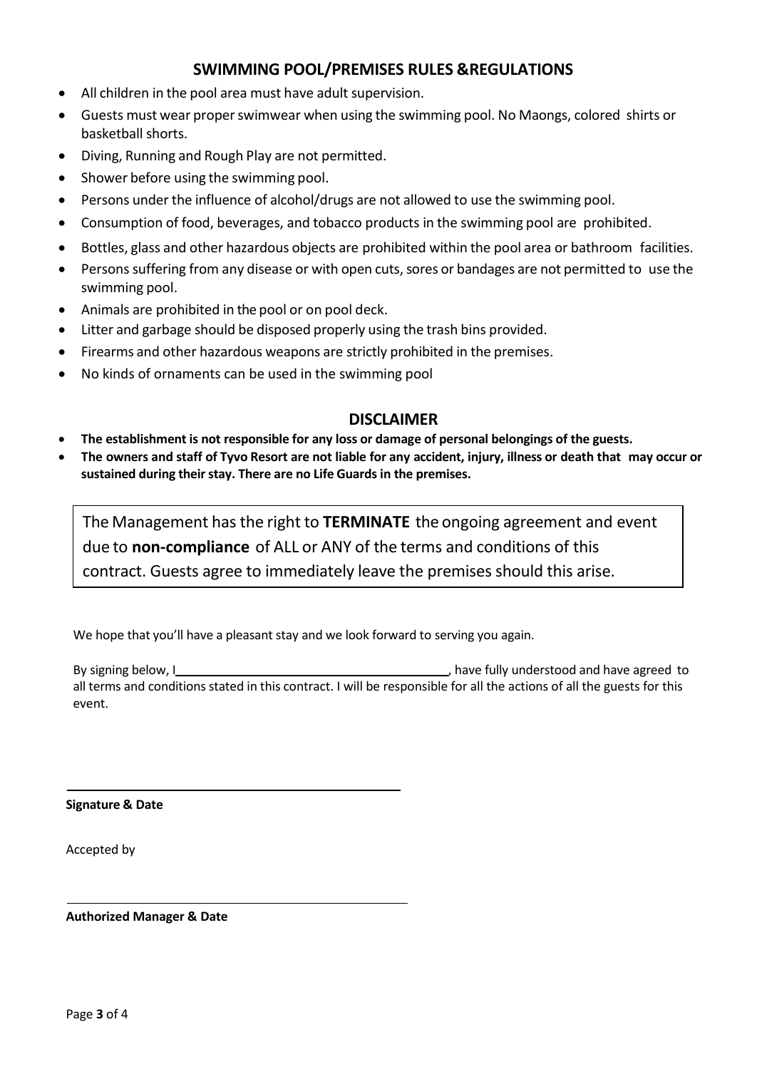## SWIMMING POOL/PREMISES RULES &REGULATIONS

- All children in the pool area must have adult supervision.
- Guests must wear proper swimwear when using the swimming pool. No Maongs, colored shirts or basketball shorts.
- Diving, Running and Rough Play are not permitted.
- Shower before using the swimming pool.
- Persons under the influence of alcohol/drugs are not allowed to use the swimming pool.
- Consumption of food, beverages, and tobacco products in the swimming pool are prohibited.
- Bottles, glass and other hazardous objects are prohibited within the pool area or bathroom facilities.
- Persons suffering from any disease or with open cuts, sores or bandages are not permitted to use the swimming pool.
- Animals are prohibited in the pool or on pool deck.
- Litter and garbage should be disposed properly using the trash bins provided.
- Firearms and other hazardous weapons are strictly prohibited in the premises.
- No kinds of ornaments can be used in the swimming pool

## DISCLAIMER

- **The establishment is not responsible for any loss or damage of personal belongings of the guests.**
- **The owners and staff of Tyvo Resort are not liable for any accident, injury, illness or death that may occur or sustained during their stay. There are no Life Guards in the premises.**

The Management has the right to **TERMINATE** the ongoing agreement and event due to **non-compliance** of ALL or ANY of the terms and conditions of this contract. Guests agree to immediately leave the premises should this arise.

We hope that you'll have a pleasant stay and we look forward to serving you again.

By signing below, I \_\_\_\_\_\_\_\_\_\_\_\_\_\_\_\_\_\_\_\_\_\_\_\_\_\_\_\_\_\_\_\_\_\_\_\_\_\_\_\_, have fully understood and have agreed to all terms and conditions stated in this contract. I will be responsible for all the actions of all the guests for this event.

\_\_\_\_\_\_\_\_\_\_\_\_\_\_\_\_\_\_\_\_\_\_\_\_\_\_\_\_\_\_\_\_\_\_\_\_\_\_\_\_

**Signature & Date**

Accepted by

\_\_\_\_\_\_\_\_\_\_\_\_\_\_\_\_\_\_\_\_\_\_\_\_\_\_\_\_\_\_\_\_\_\_\_\_\_\_\_\_

**Authorized Manager & Date**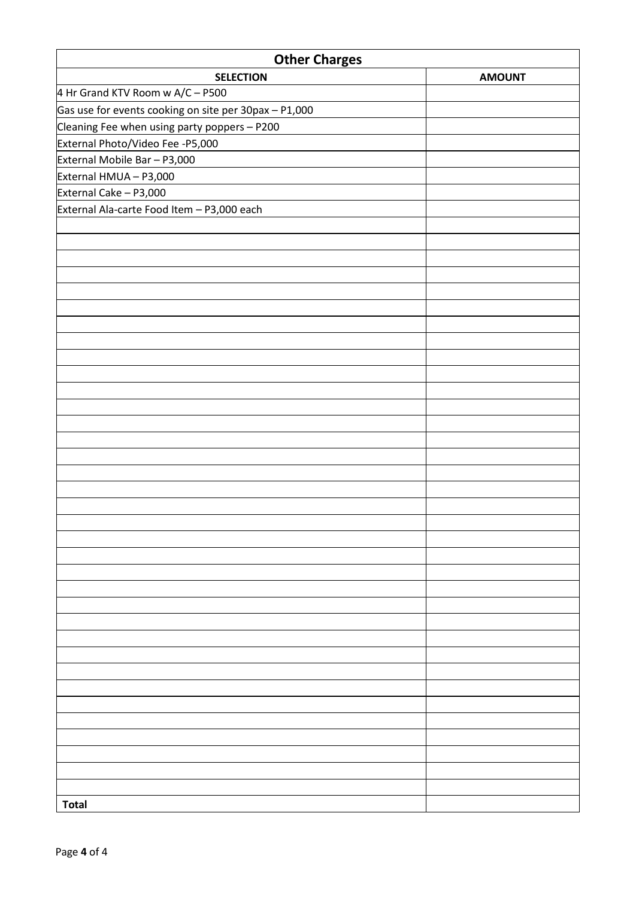| Other Charges | |
|---|---|
| **SELECTION** | **AMOUNT** |
| 4 Hr Grand KTV Room w A/C – P500 | |
| Gas use for events cooking on site per 30pax – P1,000 | |
| Cleaning Fee when using party poppers – P200 | |
| External Photo/Video Fee -P5,000 | |
| External Mobile Bar – P3,000 | |
| External HMUA – P3,000 | |
| External Cake – P3,000 | |
| External Ala-carte Food Item – P3,000 each | |
| | |
| | |
| | |
| | |
| | |
| | |
| | |
| | |
| | |
| | |
| | |
| | |
| | |
| | |
| | |
| | |
| | |
| | |
| | |
| | |
| | |
| | |
| | |
| | |
| | |
| | |
| | |
| | |
| | |
| | |
| | |
| | |
| | |
| | |
| | |
| **Total** | |